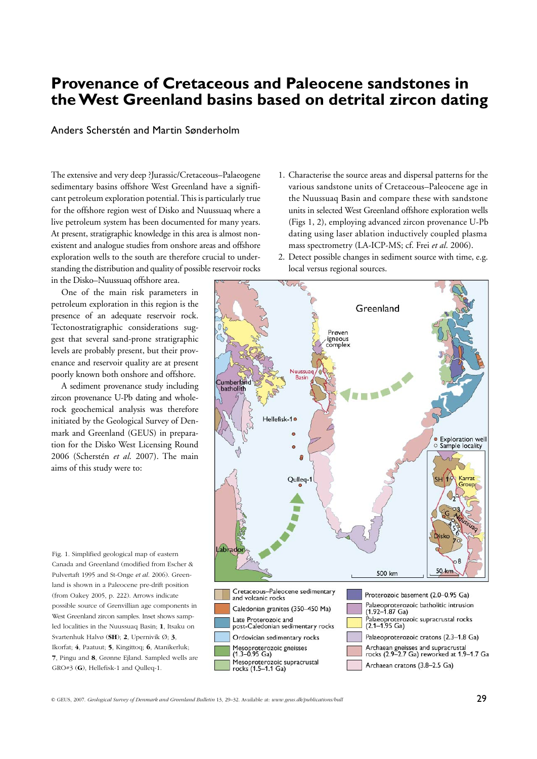# Provenance of Cretaceous and Paleocene sandstones in the West Greenland basins based on detrital zircon dating

Anders Scherstén and Martin Sønderholm

The extensive and very deep ?Jurassic/Cretaceous–Palaeogene sedimentary basins offshore West Greenland have a significant petroleum exploration potential. This is particularly true for the offshore region west of Disko and Nuussuaq where a live petroleum system has been documented for many years. At present, stratigraphic knowledge in this area is almost non-existent and analogue studies from onshore areas and offshore exploration wells to the south are therefore crucial to understanding the distribution and quality of possible reservoir rocks in the Disko–Nuussuaq offshore area.

One of the main risk parameters in petroleum exploration in this region is the presence of an adequate reservoir rock. Tectonostratigraphic considerations suggest that several sand-prone stratigraphic levels are probably present, but their provenance and reservoir quality are at present poorly known both onshore and offshore.

A sediment provenance study including zircon provenance U-Pb dating and whole-rock geochemical analysis was therefore initiated by the Geological Survey of Denmark and Greenland (GEUS) in preparation for the Disko West Licensing Round 2006 (Scherstén *et al.* 2007). The main aims of this study were to:

1. Characterise the source areas and dispersal patterns for the various sandstone units of Cretaceous–Paleocene age in the Nuussuaq Basin and compare these with sandstone units in selected West Greenland offshore exploration wells (Figs 1, 2), employing advanced zircon provenance U-Pb dating using laser ablation inductively coupled plasma mass spectrometry (LA-ICP-MS; cf. Frei *et al.* 2006).
2. Detect possible changes in sediment source with time, e.g. local versus regional sources.

Fig. 1. Simplified geological map of eastern Canada and Greenland (modified from Escher & Pulvertaft 1995 and St-Onge *et al.* 2006). Greenland is shown in a Paleocene pre-drift position (from Oakey 2005, p. 222). Arrows indicate possible source of Grenvillian age components in West Greenland zircon samples. Inset shows sampled localities in the Nuussuaq Basin; **1**, Itsaku on Svartenhuk Halvø (**SH**); **2**, Upernivik Ø; **3**, Ikorfat; **4**, Paatuut; **5**, Kingittoq; **6**, Atanikerluk; **7**, Pingu and **8**, Grønne Ejland. Sampled wells are GRO#3 (**G**), Hellefisk-1 and Qulleq-1.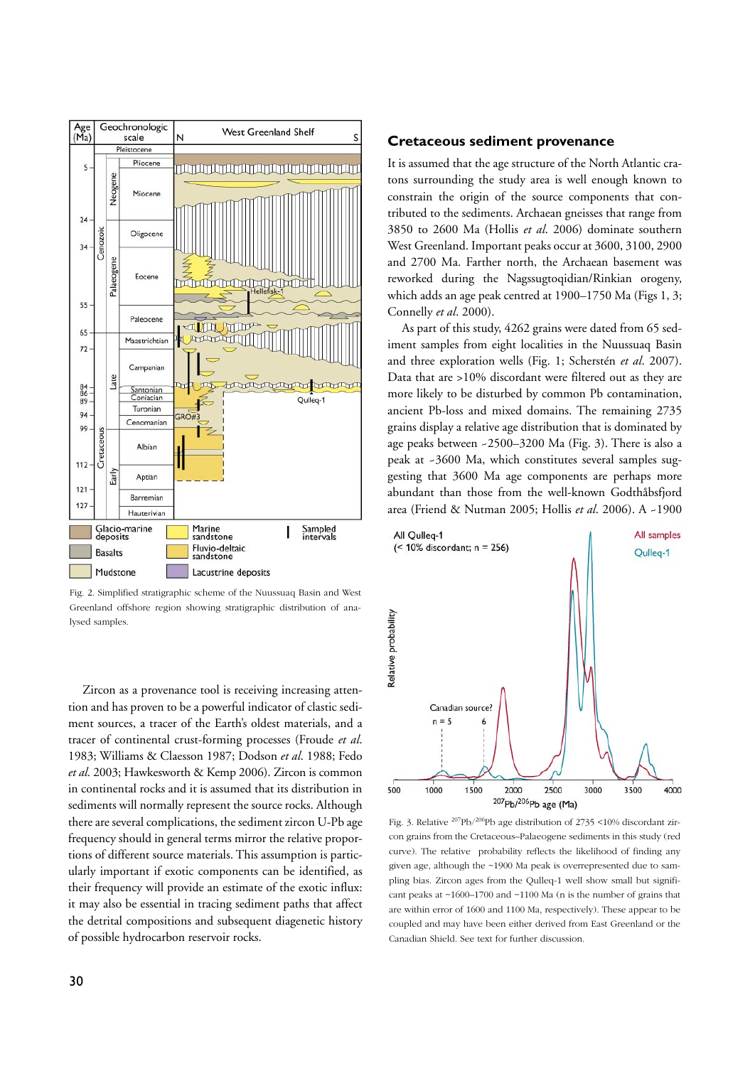Fig. 2. Simplified stratigraphic scheme of the Nuussuaq Basin and West Greenland offshore region showing stratigraphic distribution of analysed samples.

Zircon as a provenance tool is receiving increasing attention and has proven to be a powerful indicator of clastic sediment sources, a tracer of the Earth's oldest materials, and a tracer of continental crust-forming processes (Froude *et al.* 1983; Williams & Claesson 1987; Dodson *et al.* 1988; Fedo *et al.* 2003; Hawkesworth & Kemp 2006). Zircon is common in continental rocks and it is assumed that its distribution in sediments will normally represent the source rocks. Although there are several complications, the sediment zircon U-Pb age frequency should in general terms mirror the relative proportions of different source materials. This assumption is particularly important if exotic components can be identified, as their frequency will provide an estimate of the exotic influx: it may also be essential in tracing sediment paths that affect the detrital compositions and subsequent diagenetic history of possible hydrocarbon reservoir rocks.

## Cretaceous sediment provenance

It is assumed that the age structure of the North Atlantic cratons surrounding the study area is well enough known to constrain the origin of the source components that contributed to the sediments. Archaean gneisses that range from 3850 to 2600 Ma (Hollis *et al.* 2006) dominate southern West Greenland. Important peaks occur at 3600, 3100, 2900 and 2700 Ma. Farther north, the Archaean basement was reworked during the Nagssugtoqidian/Rinkian orogeny, which adds an age peak centred at 1900–1750 Ma (Figs 1, 3; Connelly *et al.* 2000).

As part of this study, 4262 grains were dated from 65 sediment samples from eight localities in the Nuussuaq Basin and three exploration wells (Fig. 1; Scherstén *et al.* 2007). Data that are >10% discordant were filtered out as they are more likely to be disturbed by common Pb contamination, ancient Pb-loss and mixed domains. The remaining 2735 grains display a relative age distribution that is dominated by age peaks between ~2500–3200 Ma (Fig. 3). There is also a peak at ~3600 Ma, which constitutes several samples suggesting that 3600 Ma age components are perhaps more abundant than those from the well-known Godthåbsfjord area (Friend & Nutman 2005; Hollis *et al.* 2006). A ~1900

Fig. 3. Relative $^{207}Pb/^{206}Pb$ age distribution of 2735 <10% discordant zircon grains from the Cretaceous–Palaeogene sediments in this study (red curve). The relative probability reflects the likelihood of finding any given age, although the ~1900 Ma peak is overrepresented due to sampling bias. Zircon ages from the Qulleq-1 well show small but significant peaks at ~1600–1700 and ~1100 Ma (n is the number of grains that are within error of 1600 and 1100 Ma, respectively). These appear to be coupled and may have been either derived from East Greenland or the Canadian Shield. See text for further discussion.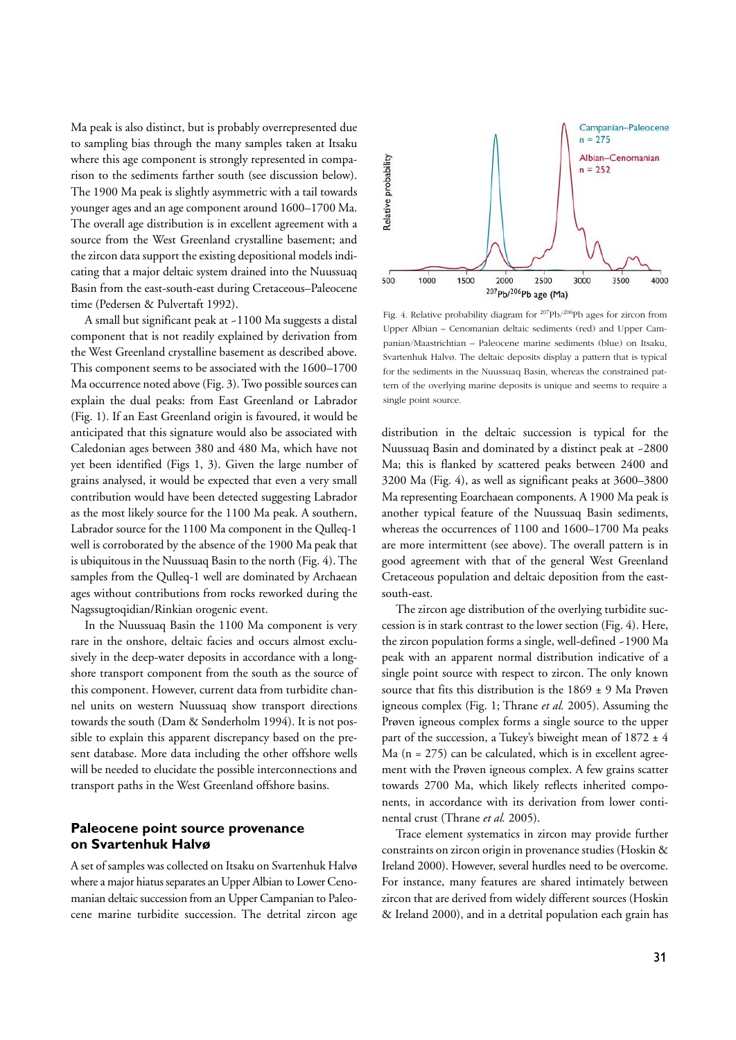Ma peak is also distinct, but is probably overrepresented due to sampling bias through the many samples taken at Itsaku where this age component is strongly represented in comparison to the sediments farther south (see discussion below). The 1900 Ma peak is slightly asymmetric with a tail towards younger ages and an age component around 1600–1700 Ma. The overall age distribution is in excellent agreement with a source from the West Greenland crystalline basement; and the zircon data support the existing depositional models indicating that a major deltaic system drained into the Nuussuaq Basin from the east-south-east during Cretaceous–Paleocene time (Pedersen & Pulvertaft 1992).

A small but significant peak at ~1100 Ma suggests a distal component that is not readily explained by derivation from the West Greenland crystalline basement as described above. This component seems to be associated with the 1600–1700 Ma occurrence noted above (Fig. 3). Two possible sources can explain the dual peaks: from East Greenland or Labrador (Fig. 1). If an East Greenland origin is favoured, it would be anticipated that this signature would also be associated with Caledonian ages between 380 and 480 Ma, which have not yet been identified (Figs 1, 3). Given the large number of grains analysed, it would be expected that even a very small contribution would have been detected suggesting Labrador as the most likely source for the 1100 Ma peak. A southern, Labrador source for the 1100 Ma component in the Qulleq-1 well is corroborated by the absence of the 1900 Ma peak that is ubiquitous in the Nuussuaq Basin to the north (Fig. 4). The samples from the Qulleq-1 well are dominated by Archaean ages without contributions from rocks reworked during the Nagssugtoqidian/Rinkian orogenic event.

In the Nuussuaq Basin the 1100 Ma component is very rare in the onshore, deltaic facies and occurs almost exclusively in the deep-water deposits in accordance with a long-shore transport component from the south as the source of this component. However, current data from turbidite channel units on western Nuussuaq show transport directions towards the south (Dam & Sønderholm 1994). It is not possible to explain this apparent discrepancy based on the present database. More data including the other offshore wells will be needed to elucidate the possible interconnections and transport paths in the West Greenland offshore basins.

## Paleocene point source provenance on Svartenhuk Halvø

A set of samples was collected on Itsaku on Svartenhuk Halvø where a major hiatus separates an Upper Albian to Lower Cenomanian deltaic succession from an Upper Campanian to Paleocene marine turbidite succession. The detrital zircon age distribution in the deltaic succession is typical for the Nuussuaq Basin and dominated by a distinct peak at ~2800 Ma; this is flanked by scattered peaks between 2400 and 3200 Ma (Fig. 4), as well as significant peaks at 3600–3800 Ma representing Eoarchaean components. A 1900 Ma peak is another typical feature of the Nuussuaq Basin sediments, whereas the occurrences of 1100 and 1600–1700 Ma peaks are more intermittent (see above). The overall pattern is in good agreement with that of the general West Greenland Cretaceous population and deltaic deposition from the east-south-east.

The zircon age distribution of the overlying turbidite succession is in stark contrast to the lower section (Fig. 4). Here, the zircon population forms a single, well-defined ~1900 Ma peak with an apparent normal distribution indicative of a single point source with respect to zircon. The only known source that fits this distribution is the 1869 ± 9 Ma Prøven igneous complex (Fig. 1; Thrane *et al.* 2005). Assuming the Prøven igneous complex forms a single source to the upper part of the succession, a Tukey's biweight mean of 1872 ± 4 Ma (n = 275) can be calculated, which is in excellent agreement with the Prøven igneous complex. A few grains scatter towards 2700 Ma, which likely reflects inherited components, in accordance with its derivation from lower continental crust (Thrane *et al.* 2005).

Trace element systematics in zircon may provide further constraints on zircon origin in provenance studies (Hoskin & Ireland 2000). However, several hurdles need to be overcome. For instance, many features are shared intimately between zircon that are derived from widely different sources (Hoskin & Ireland 2000), and in a detrital population each grain has

Fig. 4. Relative probability diagram for $^{207}Pb/^{206}Pb$ ages for zircon from Upper Albian – Cenomanian deltaic sediments (red) and Upper Campanian/Maastrichtian – Paleocene marine sediments (blue) on Itsaku, Svartenhuk Halvø. The deltaic deposits display a pattern that is typical for the sediments in the Nuussuaq Basin, whereas the constrained pattern of the overlying marine deposits is unique and seems to require a single point source.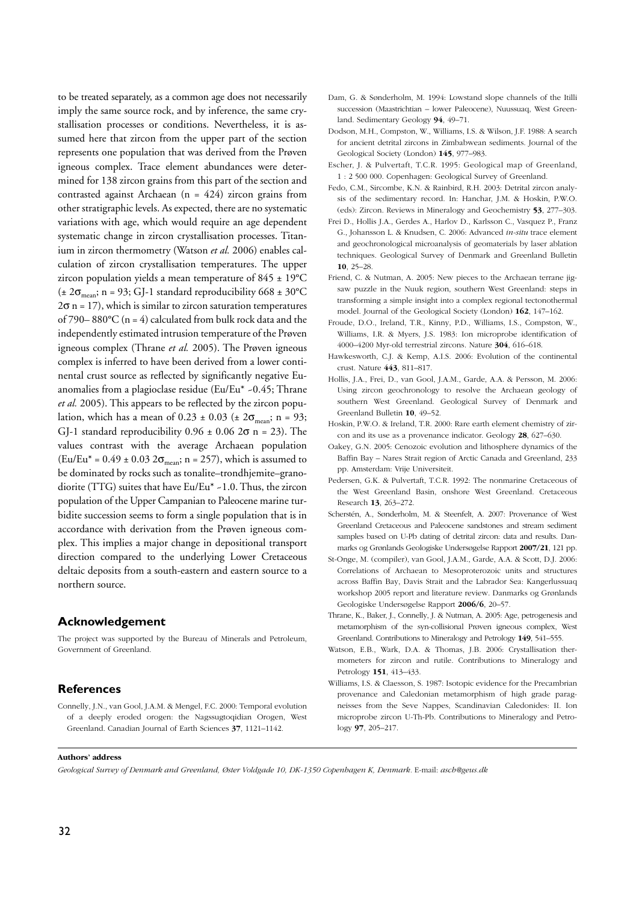to be treated separately, as a common age does not necessarily imply the same source rock, and by inference, the same crystallisation processes or conditions. Nevertheless, it is assumed here that zircon from the upper part of the section represents one population that was derived from the Prøven igneous complex. Trace element abundances were determined for 138 zircon grains from this part of the section and contrasted against Archaean (n = 424) zircon grains from other stratigraphic levels. As expected, there are no systematic variations with age, which would require an age dependent systematic change in zircon crystallisation processes. Titanium in zircon thermometry (Watson *et al.* 2006) enables calculation of zircon crystallisation temperatures. The upper zircon population yields a mean temperature of 845 ± 19°C (± $2\sigma_{mean}$; n = 93; GJ-1 standard reproducibility 668 ± 30°C $2\sigma$ n = 17), which is similar to zircon saturation temperatures of 790– 880°C (n = 4) calculated from bulk rock data and the independently estimated intrusion temperature of the Prøven igneous complex (Thrane *et al.* 2005). The Prøven igneous complex is inferred to have been derived from a lower continental crust source as reflected by significantly negative Eu-anomalies from a plagioclase residue (Eu/Eu* ~0.45; Thrane *et al.* 2005). This appears to be reflected by the zircon population, which has a mean of 0.23 ± 0.03 (± $2\sigma_{mean}$; n = 93; GJ-1 standard reproducibility 0.96 ± 0.06 $2\sigma$ n = 23). The values contrast with the average Archaean population (Eu/Eu* = 0.49 ± 0.03 $2\sigma_{mean}$; n = 257), which is assumed to be dominated by rocks such as tonalite–trondhjemite–granodiorite (TTG) suites that have Eu/Eu* ~1.0. Thus, the zircon population of the Upper Campanian to Paleocene marine turbidite succession seems to form a single population that is in accordance with derivation from the Prøven igneous complex. This implies a major change in depositional transport direction compared to the underlying Lower Cretaceous deltaic deposits from a south-eastern and eastern source to a northern source.

## Acknowledgement

The project was supported by the Bureau of Minerals and Petroleum, Government of Greenland.

## References

Connelly, J.N., van Gool, J.A.M. & Mengel, F.C. 2000: Temporal evolution of a deeply eroded orogen: the Nagssugtoqidian Orogen, West Greenland. Canadian Journal of Earth Sciences **37**, 1121–1142.

Dam, G. & Sønderholm, M. 1994: Lowstand slope channels of the Itilli succession (Maastrichtian – lower Paleocene), Nuussuaq, West Greenland. Sedimentary Geology **94**, 49–71.

Dodson, M.H., Compston, W., Williams, I.S. & Wilson, J.F. 1988: A search for ancient detrital zircons in Zimbabwean sediments. Journal of the Geological Society (London) **145**, 977–983.

Escher, J. & Pulvertaft, T.C.R. 1995: Geological map of Greenland, 1 : 2 500 000. Copenhagen: Geological Survey of Greenland.

Fedo, C.M., Sircombe, K.N. & Rainbird, R.H. 2003: Detrital zircon analysis of the sedimentary record. In: Hanchar, J.M. & Hoskin, P.W.O. (eds): Zircon. Reviews in Mineralogy and Geochemistry **53**, 277–303.

Frei D., Hollis J.A., Gerdes A., Harlov D., Karlsson C., Vasquez P., Franz G., Johansson L. & Knudsen, C. 2006: Advanced *in-situ* trace element and geochronological microanalysis of geomaterials by laser ablation techniques. Geological Survey of Denmark and Greenland Bulletin **10**, 25–28.

Friend, C. & Nutman, A. 2005: New pieces to the Archaean terrane jigsaw puzzle in the Nuuk region, southern West Greenland: steps in transforming a simple insight into a complex regional tectonothermal model. Journal of the Geological Society (London) **162**, 147–162.

Froude, D.O., Ireland, T.R., Kinny, P.D., Williams, I.S., Compston, W., Williams, I.R. & Myers, J.S. 1983: Ion microprobe identification of 4000–4200 Myr-old terrestrial zircons. Nature **304**, 616–618.

Hawkesworth, C.J. & Kemp, A.I.S. 2006: Evolution of the continental crust. Nature **443**, 811–817.

Hollis, J.A., Frei, D., van Gool, J.A.M., Garde, A.A. & Persson, M. 2006: Using zircon geochronology to resolve the Archaean geology of southern West Greenland. Geological Survey of Denmark and Greenland Bulletin **10**, 49–52.

Hoskin, P.W.O. & Ireland, T.R. 2000: Rare earth element chemistry of zircon and its use as a provenance indicator. Geology **28**, 627–630.

Oakey, G.N. 2005: Cenozoic evolution and lithosphere dynamics of the Baffin Bay – Nares Strait region of Arctic Canada and Greenland, 233 pp. Amsterdam: Vrije Universiteit.

Pedersen, G.K. & Pulvertaft, T.C.R. 1992: The nonmarine Cretaceous of the West Greenland Basin, onshore West Greenland. Cretaceous Research **13**, 263–272.

Scherstén, A., Sønderholm, M. & Steenfelt, A. 2007: Provenance of West Greenland Cretaceous and Paleocene sandstones and stream sediment samples based on U-Pb dating of detrital zircon: data and results. Danmarks og Grønlands Geologiske Undersøgelse Rapport **2007/21**, 121 pp.

St-Onge, M. (compiler), van Gool, J.A.M., Garde, A.A. & Scott, D.J. 2006: Correlations of Archaean to Mesoproterozoic units and structures across Baffin Bay, Davis Strait and the Labrador Sea: Kangerlussuaq workshop 2005 report and literature review. Danmarks og Grønlands Geologiske Undersøgelse Rapport **2006/6**, 20–57.

Thrane, K., Baker, J., Connelly, J. & Nutman, A. 2005: Age, petrogenesis and metamorphism of the syn-collisional Prøven igneous complex, West Greenland. Contributions to Mineralogy and Petrology **149**, 541–555.

Watson, E.B., Wark, D.A. & Thomas, J.B. 2006: Crystallisation thermometers for zircon and rutile. Contributions to Mineralogy and Petrology **151**, 413–433.

Williams, I.S. & Claesson, S. 1987: Isotopic evidence for the Precambrian provenance and Caledonian metamorphism of high grade paragneisses from the Seve Nappes, Scandinavian Caledonides: II. Ion microprobe zircon U-Th-Pb. Contributions to Mineralogy and Petrology **97**, 205–217.

**Authors' address**

*Geological Survey of Denmark and Greenland, Øster Voldgade 10, DK-1350 Copenhagen K, Denmark.* E-mail: *asch@geus.dk*